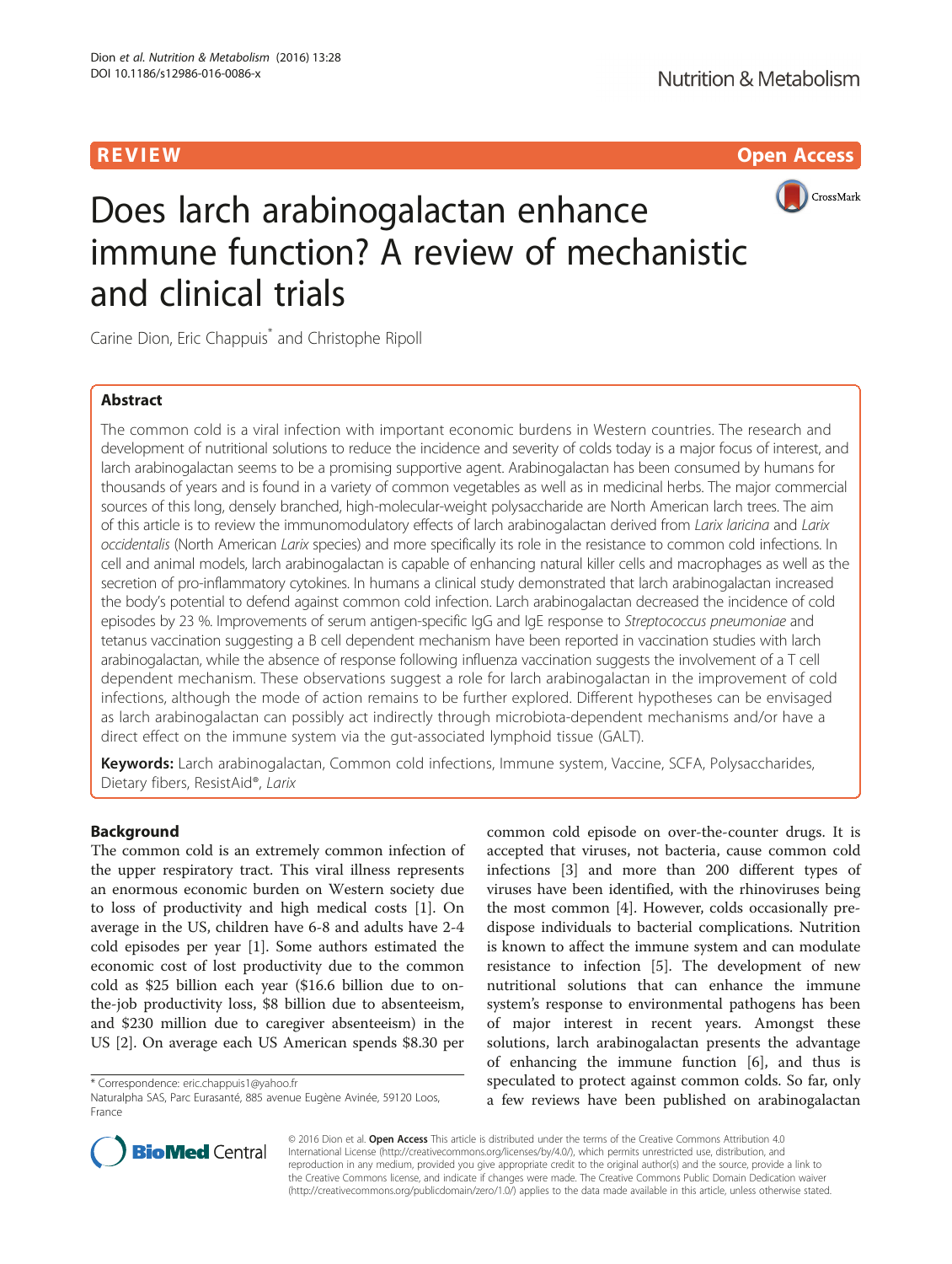REVIEW Open Access

# Does larch arabinogalactan enhance immune function? A review of mechanistic and clinical trials

Carine Dion, Eric Chappuis* and Christophe Ripoll

## Abstract

The common cold is a viral infection with important economic burdens in Western countries. The research and development of nutritional solutions to reduce the incidence and severity of colds today is a major focus of interest, and larch arabinogalactan seems to be a promising supportive agent. Arabinogalactan has been consumed by humans for thousands of years and is found in a variety of common vegetables as well as in medicinal herbs. The major commercial sources of this long, densely branched, high-molecular-weight polysaccharide are North American larch trees. The aim of this article is to review the immunomodulatory effects of larch arabinogalactan derived from *Larix laricina* and *Larix occidentalis* (North American *Larix* species) and more specifically its role in the resistance to common cold infections. In cell and animal models, larch arabinogalactan is capable of enhancing natural killer cells and macrophages as well as the secretion of pro-inflammatory cytokines. In humans a clinical study demonstrated that larch arabinogalactan increased the body's potential to defend against common cold infection. Larch arabinogalactan decreased the incidence of cold episodes by 23 %. Improvements of serum antigen-specific IgG and IgE response to *Streptococcus pneumoniae* and tetanus vaccination suggesting a B cell dependent mechanism have been reported in vaccination studies with larch arabinogalactan, while the absence of response following influenza vaccination suggests the involvement of a T cell dependent mechanism. These observations suggest a role for larch arabinogalactan in the improvement of cold infections, although the mode of action remains to be further explored. Different hypotheses can be envisaged as larch arabinogalactan can possibly act indirectly through microbiota-dependent mechanisms and/or have a direct effect on the immune system via the gut-associated lymphoid tissue (GALT).

**Keywords:** Larch arabinogalactan, Common cold infections, Immune system, Vaccine, SCFA, Polysaccharides, Dietary fibers, ResistAid®, *Larix*

## Background

The common cold is an extremely common infection of the upper respiratory tract. This viral illness represents an enormous economic burden on Western society due to loss of productivity and high medical costs [1]. On average in the US, children have 6-8 and adults have 2-4 cold episodes per year [1]. Some authors estimated the economic cost of lost productivity due to the common cold as $25 billion each year ($16.6 billion due to on-the-job productivity loss, $8 billion due to absenteeism, and $230 million due to caregiver absenteeism) in the US [2]. On average each US American spends $8.30 per common cold episode on over-the-counter drugs. It is accepted that viruses, not bacteria, cause common cold infections [3] and more than 200 different types of viruses have been identified, with the rhinoviruses being the most common [4]. However, colds occasionally predispose individuals to bacterial complications. Nutrition is known to affect the immune system and can modulate resistance to infection [5]. The development of new nutritional solutions that can enhance the immune system's response to environmental pathogens has been of major interest in recent years. Amongst these solutions, larch arabinogalactan presents the advantage of enhancing the immune function [6], and thus is speculated to protect against common colds. So far, only a few reviews have been published on arabinogalactan

\* Correspondence: eric.chappuis1@yahoo.fr
Naturalpha SAS, Parc Eurasanté, 885 avenue Eugène Avinée, 59120 Loos, France

© 2016 Dion et al. **Open Access** This article is distributed under the terms of the Creative Commons Attribution 4.0 International License (http://creativecommons.org/licenses/by/4.0/), which permits unrestricted use, distribution, and reproduction in any medium, provided you give appropriate credit to the original author(s) and the source, provide a link to the Creative Commons license, and indicate if changes were made. The Creative Commons Public Domain Dedication waiver (http://creativecommons.org/publicdomain/zero/1.0/) applies to the data made available in this article, unless otherwise stated.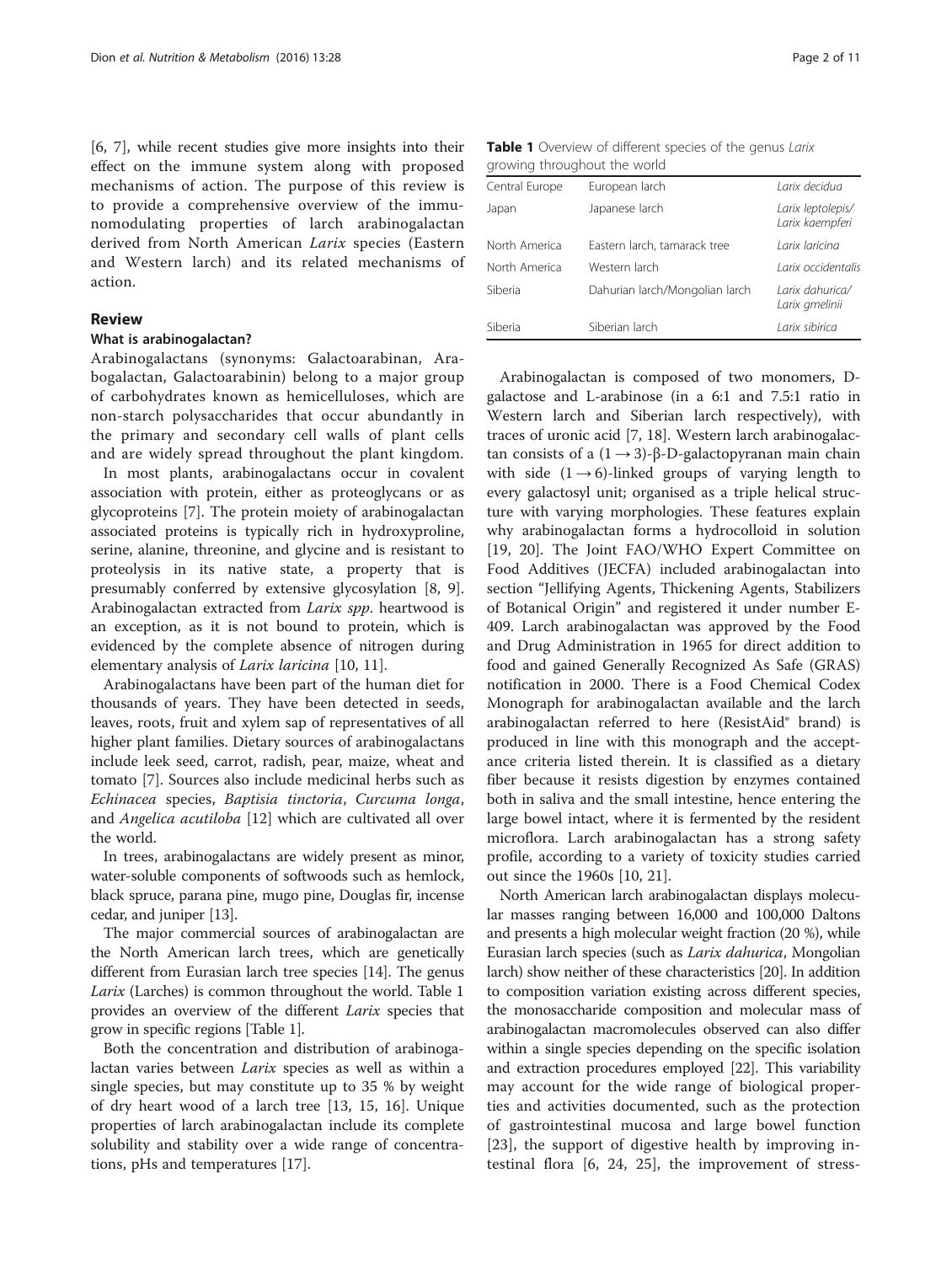[6, 7], while recent studies give more insights into their effect on the immune system along with proposed mechanisms of action. The purpose of this review is to provide a comprehensive overview of the immunomodulating properties of larch arabinogalactan derived from North American *Larix* species (Eastern and Western larch) and its related mechanisms of action.

## Review

### What is arabinogalactan?

Arabinogalactans (synonyms: Galactoarabinan, Arabogalactan, Galactoarabinin) belong to a major group of carbohydrates known as hemicelluloses, which are non-starch polysaccharides that occur abundantly in the primary and secondary cell walls of plant cells and are widely spread throughout the plant kingdom.

In most plants, arabinogalactans occur in covalent association with protein, either as proteoglycans or as glycoproteins [7]. The protein moiety of arabinogalactan associated proteins is typically rich in hydroxyproline, serine, alanine, threonine, and glycine and is resistant to proteolysis in its native state, a property that is presumably conferred by extensive glycosylation [8, 9]. Arabinogalactan extracted from *Larix spp.* heartwood is an exception, as it is not bound to protein, which is evidenced by the complete absence of nitrogen during elementary analysis of *Larix laricina* [10, 11].

Arabinogalactans have been part of the human diet for thousands of years. They have been detected in seeds, leaves, roots, fruit and xylem sap of representatives of all higher plant families. Dietary sources of arabinogalactans include leek seed, carrot, radish, pear, maize, wheat and tomato [7]. Sources also include medicinal herbs such as *Echinacea* species, *Baptisia tinctoria*, *Curcuma longa*, and *Angelica acutiloba* [12] which are cultivated all over the world.

In trees, arabinogalactans are widely present as minor, water-soluble components of softwoods such as hemlock, black spruce, parana pine, mugo pine, Douglas fir, incense cedar, and juniper [13].

The major commercial sources of arabinogalactan are the North American larch trees, which are genetically different from Eurasian larch tree species [14]. The genus *Larix* (Larches) is common throughout the world. Table 1 provides an overview of the different *Larix* species that grow in specific regions [Table 1].

Both the concentration and distribution of arabinogalactan varies between *Larix* species as well as within a single species, but may constitute up to 35 % by weight of dry heart wood of a larch tree [13, 15, 16]. Unique properties of larch arabinogalactan include its complete solubility and stability over a wide range of concentrations, pHs and temperatures [17].

**Table 1** Overview of different species of the genus *Larix* growing throughout the world

| | | |
|---|---|---|
| Central Europe | European larch | *Larix decidua* |
| Japan | Japanese larch | *Larix leptolepis/ Larix kaempferi* |
| North America | Eastern larch, tamarack tree | *Larix laricina* |
| North America | Western larch | *Larix occidentalis* |
| Siberia | Dahurian larch/Mongolian larch | *Larix dahurica/ Larix gmelinii* |
| Siberia | Siberian larch | *Larix sibirica* |

Arabinogalactan is composed of two monomers, D-galactose and L-arabinose (in a 6:1 and 7.5:1 ratio in Western larch and Siberian larch respectively), with traces of uronic acid [7, 18]. Western larch arabinogalactan consists of a $(1 \rightarrow 3)$-β-D-galactopyranan main chain with side $(1 \rightarrow 6)$-linked groups of varying length to every galactosyl unit; organised as a triple helical structure with varying morphologies. These features explain why arabinogalactan forms a hydrocolloid in solution [19, 20]. The Joint FAO/WHO Expert Committee on Food Additives (JECFA) included arabinogalactan into section "Jellifying Agents, Thickening Agents, Stabilizers of Botanical Origin" and registered it under number E-409. Larch arabinogalactan was approved by the Food and Drug Administration in 1965 for direct addition to food and gained Generally Recognized As Safe (GRAS) notification in 2000. There is a Food Chemical Codex Monograph for arabinogalactan available and the larch arabinogalactan referred to here (ResistAid® brand) is produced in line with this monograph and the acceptance criteria listed therein. It is classified as a dietary fiber because it resists digestion by enzymes contained both in saliva and the small intestine, hence entering the large bowel intact, where it is fermented by the resident microflora. Larch arabinogalactan has a strong safety profile, according to a variety of toxicity studies carried out since the 1960s [10, 21].

North American larch arabinogalactan displays molecular masses ranging between 16,000 and 100,000 Daltons and presents a high molecular weight fraction (20 %), while Eurasian larch species (such as *Larix dahurica*, Mongolian larch) show neither of these characteristics [20]. In addition to composition variation existing across different species, the monosaccharide composition and molecular mass of arabinogalactan macromolecules observed can also differ within a single species depending on the specific isolation and extraction procedures employed [22]. This variability may account for the wide range of biological properties and activities documented, such as the protection of gastrointestinal mucosa and large bowel function [23], the support of digestive health by improving intestinal flora [6, 24, 25], the improvement of stress-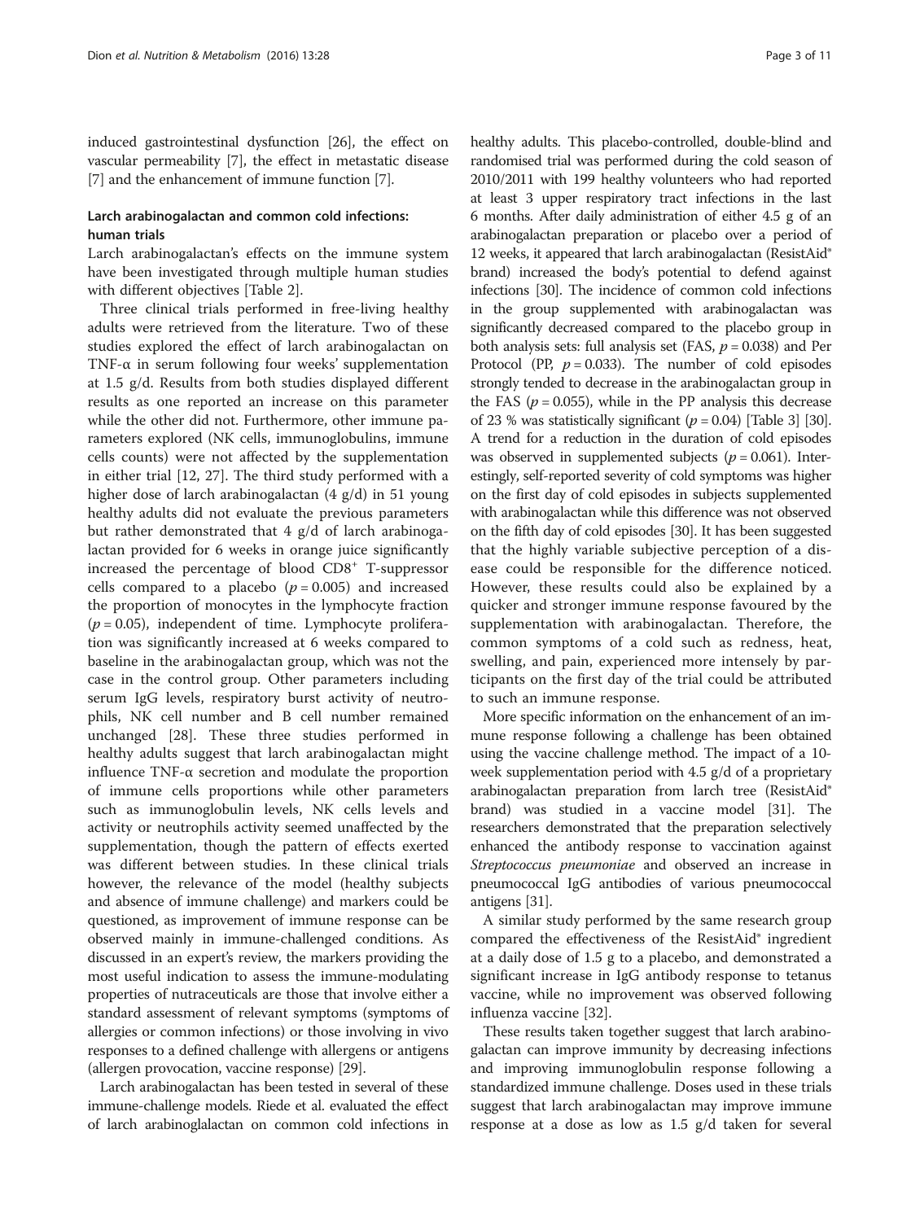induced gastrointestinal dysfunction [26], the effect on vascular permeability [7], the effect in metastatic disease [7] and the enhancement of immune function [7].

## Larch arabinogalactan and common cold infections: human trials

Larch arabinogalactan's effects on the immune system have been investigated through multiple human studies with different objectives [Table 2].

Three clinical trials performed in free-living healthy adults were retrieved from the literature. Two of these studies explored the effect of larch arabinogalactan on TNF-α in serum following four weeks' supplementation at 1.5 g/d. Results from both studies displayed different results as one reported an increase on this parameter while the other did not. Furthermore, other immune parameters explored (NK cells, immunoglobulins, immune cells counts) were not affected by the supplementation in either trial [12, 27]. The third study performed with a higher dose of larch arabinogalactan (4 g/d) in 51 young healthy adults did not evaluate the previous parameters but rather demonstrated that 4 g/d of larch arabinogalactan provided for 6 weeks in orange juice significantly increased the percentage of blood $CD8^+$ T-suppressor cells compared to a placebo ($p = 0.005$) and increased the proportion of monocytes in the lymphocyte fraction ($p = 0.05$), independent of time. Lymphocyte proliferation was significantly increased at 6 weeks compared to baseline in the arabinogalactan group, which was not the case in the control group. Other parameters including serum IgG levels, respiratory burst activity of neutrophils, NK cell number and B cell number remained unchanged [28]. These three studies performed in healthy adults suggest that larch arabinogalactan might influence TNF-α secretion and modulate the proportion of immune cells proportions while other parameters such as immunoglobulin levels, NK cells levels and activity or neutrophils activity seemed unaffected by the supplementation, though the pattern of effects exerted was different between studies. In these clinical trials however, the relevance of the model (healthy subjects and absence of immune challenge) and markers could be questioned, as improvement of immune response can be observed mainly in immune-challenged conditions. As discussed in an expert's review, the markers providing the most useful indication to assess the immune-modulating properties of nutraceuticals are those that involve either a standard assessment of relevant symptoms (symptoms of allergies or common infections) or those involving in vivo responses to a defined challenge with allergens or antigens (allergen provocation, vaccine response) [29].

Larch arabinogalactan has been tested in several of these immune-challenge models. Riede et al. evaluated the effect of larch arabinoglalactan on common cold infections in healthy adults. This placebo-controlled, double-blind and randomised trial was performed during the cold season of 2010/2011 with 199 healthy volunteers who had reported at least 3 upper respiratory tract infections in the last 6 months. After daily administration of either 4.5 g of an arabinogalactan preparation or placebo over a period of 12 weeks, it appeared that larch arabinogalactan (ResistAid® brand) increased the body's potential to defend against infections [30]. The incidence of common cold infections in the group supplemented with arabinogalactan was significantly decreased compared to the placebo group in both analysis sets: full analysis set (FAS, $p = 0.038$) and Per Protocol (PP, $p = 0.033$). The number of cold episodes strongly tended to decrease in the arabinogalactan group in the FAS ($p = 0.055$), while in the PP analysis this decrease of 23 % was statistically significant ($p = 0.04$) [Table 3] [30]. A trend for a reduction in the duration of cold episodes was observed in supplemented subjects ($p = 0.061$). Interestingly, self-reported severity of cold symptoms was higher on the first day of cold episodes in subjects supplemented with arabinogalactan while this difference was not observed on the fifth day of cold episodes [30]. It has been suggested that the highly variable subjective perception of a disease could be responsible for the difference noticed. However, these results could also be explained by a quicker and stronger immune response favoured by the supplementation with arabinogalactan. Therefore, the common symptoms of a cold such as redness, heat, swelling, and pain, experienced more intensely by participants on the first day of the trial could be attributed to such an immune response.

More specific information on the enhancement of an immune response following a challenge has been obtained using the vaccine challenge method. The impact of a 10-week supplementation period with 4.5 g/d of a proprietary arabinogalactan preparation from larch tree (ResistAid® brand) was studied in a vaccine model [31]. The researchers demonstrated that the preparation selectively enhanced the antibody response to vaccination against *Streptococcus pneumoniae* and observed an increase in pneumococcal IgG antibodies of various pneumococcal antigens [31].

A similar study performed by the same research group compared the effectiveness of the ResistAid® ingredient at a daily dose of 1.5 g to a placebo, and demonstrated a significant increase in IgG antibody response to tetanus vaccine, while no improvement was observed following influenza vaccine [32].

These results taken together suggest that larch arabinogalactan can improve immunity by decreasing infections and improving immunoglobulin response following a standardized immune challenge. Doses used in these trials suggest that larch arabinogalactan may improve immune response at a dose as low as 1.5 g/d taken for several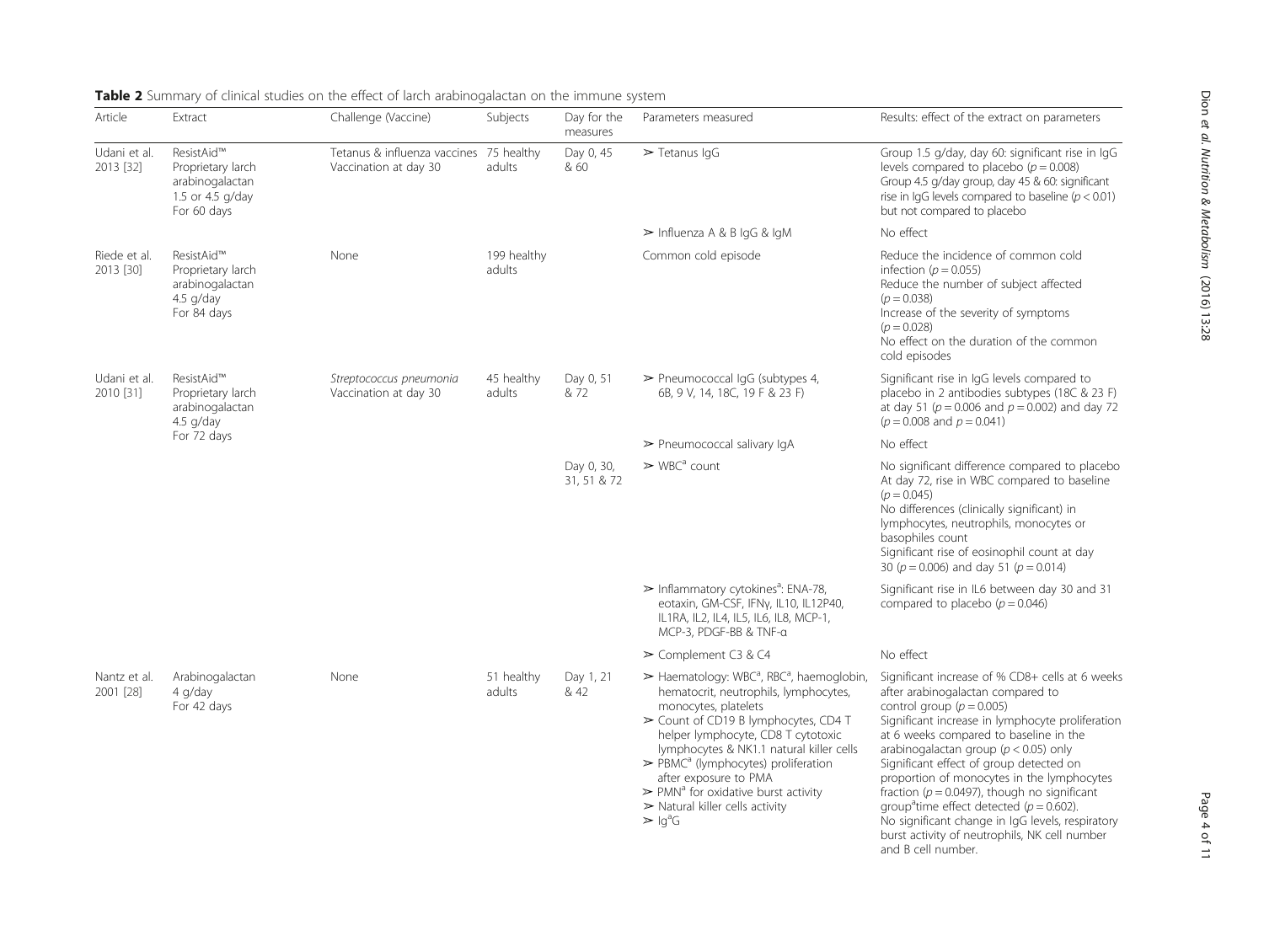**Table 2** Summary of clinical studies on the effect of larch arabinogalactan on the immune system

| Article | Extract | Challenge (Vaccine) | Subjects | Day for the measures | Parameters measured | Results: effect of the extract on parameters |
|---|---|---|---|---|---|---|
| Udani et al. 2013 [32] | ResistAid™ Proprietary larch arabinogalactan 1.5 or 4.5 g/day For 60 days | Tetanus & influenza vaccines Vaccination at day 30 | 75 healthy adults | Day 0, 45 & 60 | ➢ Tetanus IgG | Group 1.5 g/day, day 60: significant rise in IgG levels compared to placebo ($p = 0.008$) Group 4.5 g/day group, day 45 & 60: significant rise in IgG levels compared to baseline ($p < 0.01$) but not compared to placebo |
| | | | | | ➢ Influenza A & B IgG & IgM | No effect |
| Riede et al. 2013 [30] | ResistAid™ Proprietary larch arabinogalactan 4.5 g/day For 84 days | None | 199 healthy adults | | Common cold episode | Reduce the incidence of common cold infection ($p = 0.055$) Reduce the number of subject affected ($p = 0.038$) Increase of the severity of symptoms ($p = 0.028$) No effect on the duration of the common cold episodes |
| Udani et al. 2010 [31] | ResistAid™ Proprietary larch arabinogalactan 4.5 g/day For 72 days | *Streptococcus pneumonia* Vaccination at day 30 | 45 healthy adults | Day 0, 51 & 72 | ➢ Pneumococcal IgG (subtypes 4, 6B, 9 V, 14, 18C, 19 F & 23 F) | Significant rise in IgG levels compared to placebo in 2 antibodies subtypes (18C & 23 F) at day 51 ($p = 0.006$ and $p = 0.002$) and day 72 ($p = 0.008$ and $p = 0.041$) |
| | | | | | ➢ Pneumococcal salivary IgA | No effect |
| | | | | Day 0, 30, 31, 51 & 72 | ➢ WBC[a] count | No significant difference compared to placebo At day 72, rise in WBC compared to baseline ($p = 0.045$) No differences (clinically significant) in lymphocytes, neutrophils, monocytes or basophiles count Significant rise of eosinophil count at day 30 ($p = 0.006$) and day 51 ($p = 0.014$) |
| | | | | | ➢ Inflammatory cytokines[a]: ENA-78, eotaxin, GM-CSF, IFNγ, IL10, IL12P40, IL1RA, IL2, IL4, IL5, IL6, IL8, MCP-1, MCP-3, PDGF-BB & TNF-α | Significant rise in IL6 between day 30 and 31 compared to placebo ($p = 0.046$) |
| | | | | | ➢ Complement C3 & C4 | No effect |
| Nantz et al. 2001 [28] | Arabinogalactan 4 g/day For 42 days | None | 51 healthy adults | Day 1, 21 & 42 | ➢ Haematology: WBC[a], RBC[a], haemoglobin, hematocrit, neutrophils, lymphocytes, monocytes, platelets ➢ Count of CD19 B lymphocytes, CD4 T helper lymphocyte, CD8 T cytotoxic lymphocytes & NK1.1 natural killer cells ➢ PBMC[a] (lymphocytes) proliferation after exposure to PMA ➢ PMN[a] for oxidative burst activity ➢ Natural killer cells activity ➢ Ig[a]G | Significant increase of % CD8+ cells at 6 weeks after arabinogalactan compared to control group ($p = 0.005$) Significant increase in lymphocyte proliferation at 6 weeks compared to baseline in the arabinogalactan group ($p < 0.05$) only Significant effect of group detected on proportion of monocytes in the lymphocytes fraction ($p = 0.0497$), though no significant group[a]time effect detected ($p = 0.602$). No significant change in IgG levels, respiratory burst activity of neutrophils, NK cell number and B cell number. |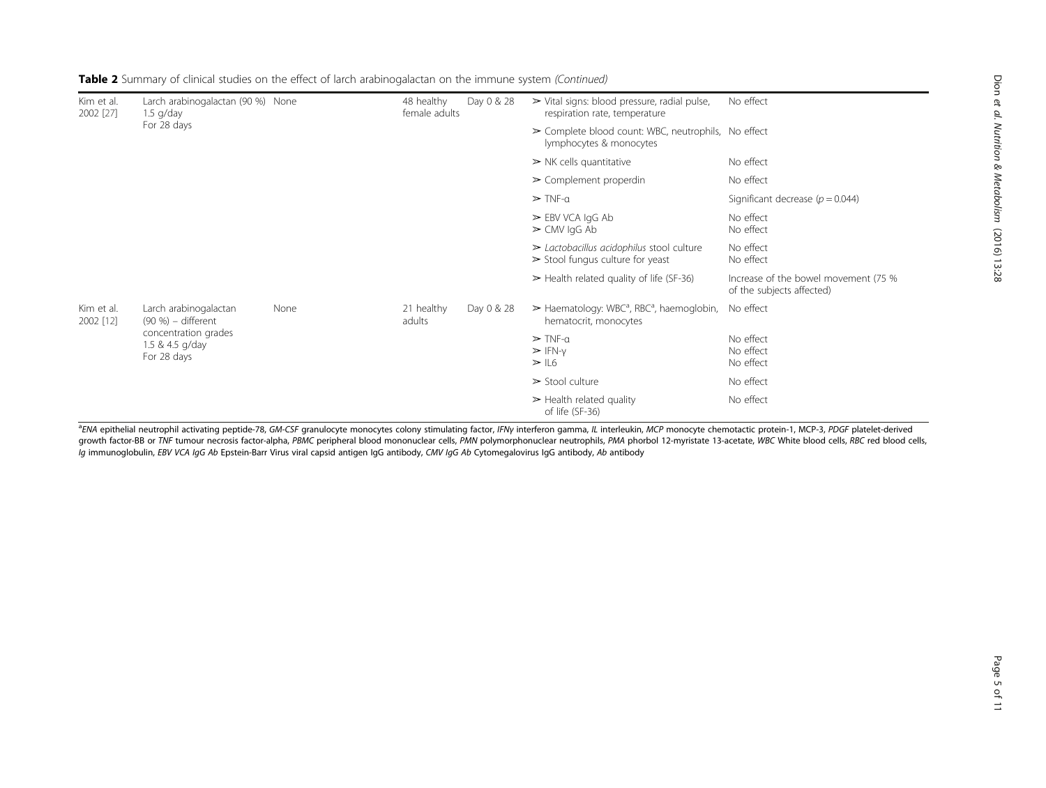**Table 2** Summary of clinical studies on the effect of larch arabinogalactan on the immune system *(Continued)*

| | | | | | | |
|---|---|---|---|---|---|---|
| Kim et al. 2002 [27] | Larch arabinogalactan (90 %) 1.5 g/day For 28 days | None | 48 healthy female adults | Day 0 & 28 | ➢ Vital signs: blood pressure, radial pulse, respiration rate, temperature | No effect |
| | | | | | ➢ Complete blood count: WBC, neutrophils, lymphocytes & monocytes | No effect |
| | | | | | ➢ NK cells quantitative | No effect |
| | | | | | ➢ Complement properdin | No effect |
| | | | | | ➢ TNF-α | Significant decrease ($p = 0.044$) |
| | | | | | ➢ EBV VCA IgG Ab<br>➢ CMV IgG Ab | No effect<br>No effect |
| | | | | | ➢ *Lactobacillus acidophilus* stool culture<br>➢ Stool fungus culture for yeast | No effect<br>No effect |
| | | | | | ➢ Health related quality of life (SF-36) | Increase of the bowel movement (75 % of the subjects affected) |
| Kim et al. 2002 [12] | Larch arabinogalactan (90 %) – different concentration grades 1.5 & 4.5 g/day For 28 days | None | 21 healthy adults | Day 0 & 28 | ➢ Haematology: WBC[a], RBC[a], haemoglobin, hematocrit, monocytes | No effect |
| | | | | | ➢ TNF-α<br>➢ IFN-γ<br>➢ IL6 | No effect<br>No effect<br>No effect |
| | | | | | ➢ Stool culture | No effect |
| | | | | | ➢ Health related quality of life (SF-36) | No effect |

[a]*ENA* epithelial neutrophil activating peptide-78, *GM-CSF* granulocyte monocytes colony stimulating factor, *IFNγ* interferon gamma, *IL* interleukin, *MCP* monocyte chemotactic protein-1, MCP-3, *PDGF* platelet-derived growth factor-BB or *TNF* tumour necrosis factor-alpha, *PBMC* peripheral blood mononuclear cells, *PMN* polymorphonuclear neutrophils, *PMA* phorbol 12-myristate 13-acetate, *WBC* White blood cells, *RBC* red blood cells, *Ig* immunoglobulin, *EBV VCA IgG Ab* Epstein-Barr Virus viral capsid antigen IgG antibody, *CMV IgG Ab* Cytomegalovirus IgG antibody, *Ab* antibody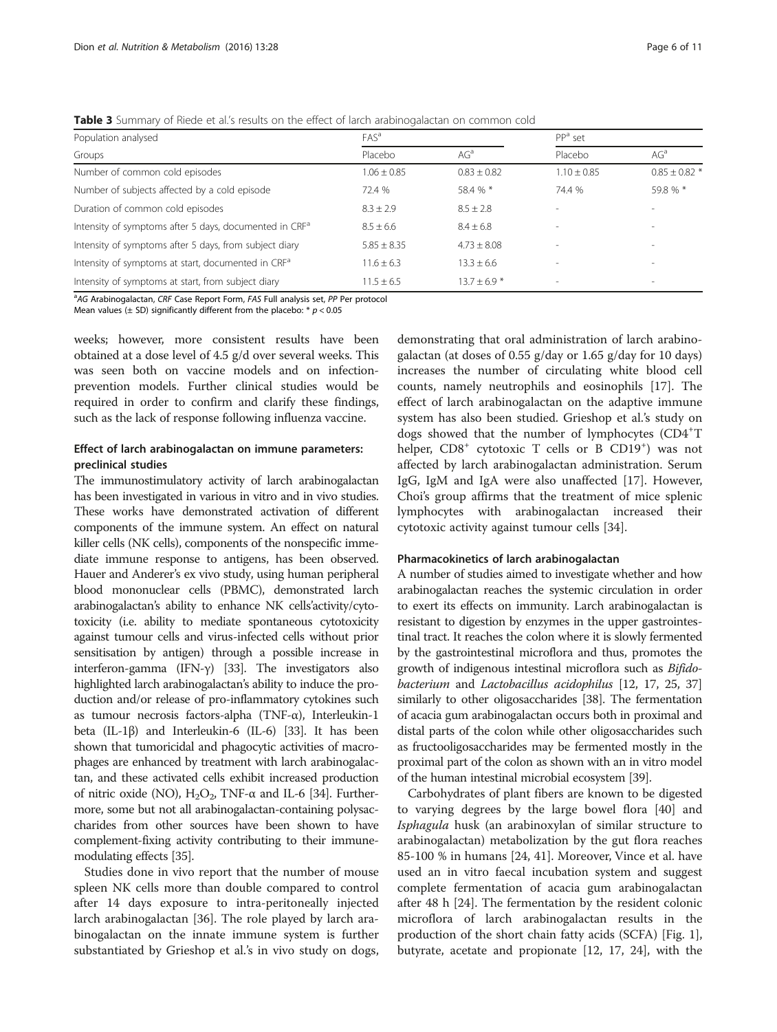**Table 3** Summary of Riede et al.'s results on the effect of larch arabinogalactan on common cold

| Population analysed | FAS[a] | | PP[a] set | |
|---|---|---|---|---|
| Groups | Placebo | AG[a] | Placebo | AG[a] |
| Number of common cold episodes | 1.06 ± 0.85 | 0.83 ± 0.82 | 1.10 ± 0.85 | 0.85 ± 0.82 * |
| Number of subjects affected by a cold episode | 72.4 % | 58.4 % * | 74.4 % | 59.8 % * |
| Duration of common cold episodes | 8.3 ± 2.9 | 8.5 ± 2.8 | - | - |
| Intensity of symptoms after 5 days, documented in CRF[a] | 8.5 ± 6.6 | 8.4 ± 6.8 | - | - |
| Intensity of symptoms after 5 days, from subject diary | 5.85 ± 8.35 | 4.73 ± 8.08 | - | - |
| Intensity of symptoms at start, documented in CRF[a] | 11.6 ± 6.3 | 13.3 ± 6.6 | - | - |
| Intensity of symptoms at start, from subject diary | 11.5 ± 6.5 | 13.7 ± 6.9 * | - | - |

[a]*AG* Arabinogalactan, *CRF* Case Report Form, *FAS* Full analysis set, *PP* Per protocol
Mean values (± SD) significantly different from the placebo: * $p < 0.05$

weeks; however, more consistent results have been obtained at a dose level of 4.5 g/d over several weeks. This was seen both on vaccine models and on infection-prevention models. Further clinical studies would be required in order to confirm and clarify these findings, such as the lack of response following influenza vaccine.

### Effect of larch arabinogalactan on immune parameters: preclinical studies

The immunostimulatory activity of larch arabinogalactan has been investigated in various in vitro and in vivo studies. These works have demonstrated activation of different components of the immune system. An effect on natural killer cells (NK cells), components of the nonspecific immediate immune response to antigens, has been observed. Hauer and Anderer's ex vivo study, using human peripheral blood mononuclear cells (PBMC), demonstrated larch arabinogalactan's ability to enhance NK cells'activity/cytotoxicity (i.e. ability to mediate spontaneous cytotoxicity against tumour cells and virus-infected cells without prior sensitisation by antigen) through a possible increase in interferon-gamma (IFN-γ) [33]. The investigators also highlighted larch arabinogalactan's ability to induce the production and/or release of pro-inflammatory cytokines such as tumour necrosis factors-alpha (TNF-α), Interleukin-1 beta (IL-1β) and Interleukin-6 (IL-6) [33]. It has been shown that tumoricidal and phagocytic activities of macrophages are enhanced by treatment with larch arabinogalactan, and these activated cells exhibit increased production of nitric oxide (NO), $H_2O_2$, TNF-α and IL-6 [34]. Furthermore, some but not all arabinogalactan-containing polysaccharides from other sources have been shown to have complement-fixing activity contributing to their immune-modulating effects [35].

Studies done in vivo report that the number of mouse spleen NK cells more than double compared to control after 14 days exposure to intra-peritoneally injected larch arabinogalactan [36]. The role played by larch arabinogalactan on the innate immune system is further substantiated by Grieshop et al.'s in vivo study on dogs, demonstrating that oral administration of larch arabinogalactan (at doses of 0.55 g/day or 1.65 g/day for 10 days) increases the number of circulating white blood cell counts, namely neutrophils and eosinophils [17]. The effect of larch arabinogalactan on the adaptive immune system has also been studied. Grieshop et al.'s study on dogs showed that the number of lymphocytes ($CD4^+$T helper, $CD8^+$ cytotoxic T cells or B $CD19^+$) was not affected by larch arabinogalactan administration. Serum IgG, IgM and IgA were also unaffected [17]. However, Choi's group affirms that the treatment of mice splenic lymphocytes with arabinogalactan increased their cytotoxic activity against tumour cells [34].

### Pharmacokinetics of larch arabinogalactan

A number of studies aimed to investigate whether and how arabinogalactan reaches the systemic circulation in order to exert its effects on immunity. Larch arabinogalactan is resistant to digestion by enzymes in the upper gastrointestinal tract. It reaches the colon where it is slowly fermented by the gastrointestinal microflora and thus, promotes the growth of indigenous intestinal microflora such as *Bifidobacterium* and *Lactobacillus acidophilus* [12, 17, 25, 37] similarly to other oligosaccharides [38]. The fermentation of acacia gum arabinogalactan occurs both in proximal and distal parts of the colon while other oligosaccharides such as fructooligosaccharides may be fermented mostly in the proximal part of the colon as shown with an in vitro model of the human intestinal microbial ecosystem [39].

Carbohydrates of plant fibers are known to be digested to varying degrees by the large bowel flora [40] and *Isphagula* husk (an arabinoxylan of similar structure to arabinogalactan) metabolization by the gut flora reaches 85-100 % in humans [24, 41]. Moreover, Vince et al. have used an in vitro faecal incubation system and suggest complete fermentation of acacia gum arabinogalactan after 48 h [24]. The fermentation by the resident colonic microflora of larch arabinogalactan results in the production of the short chain fatty acids (SCFA) [Fig. 1], butyrate, acetate and propionate [12, 17, 24], with the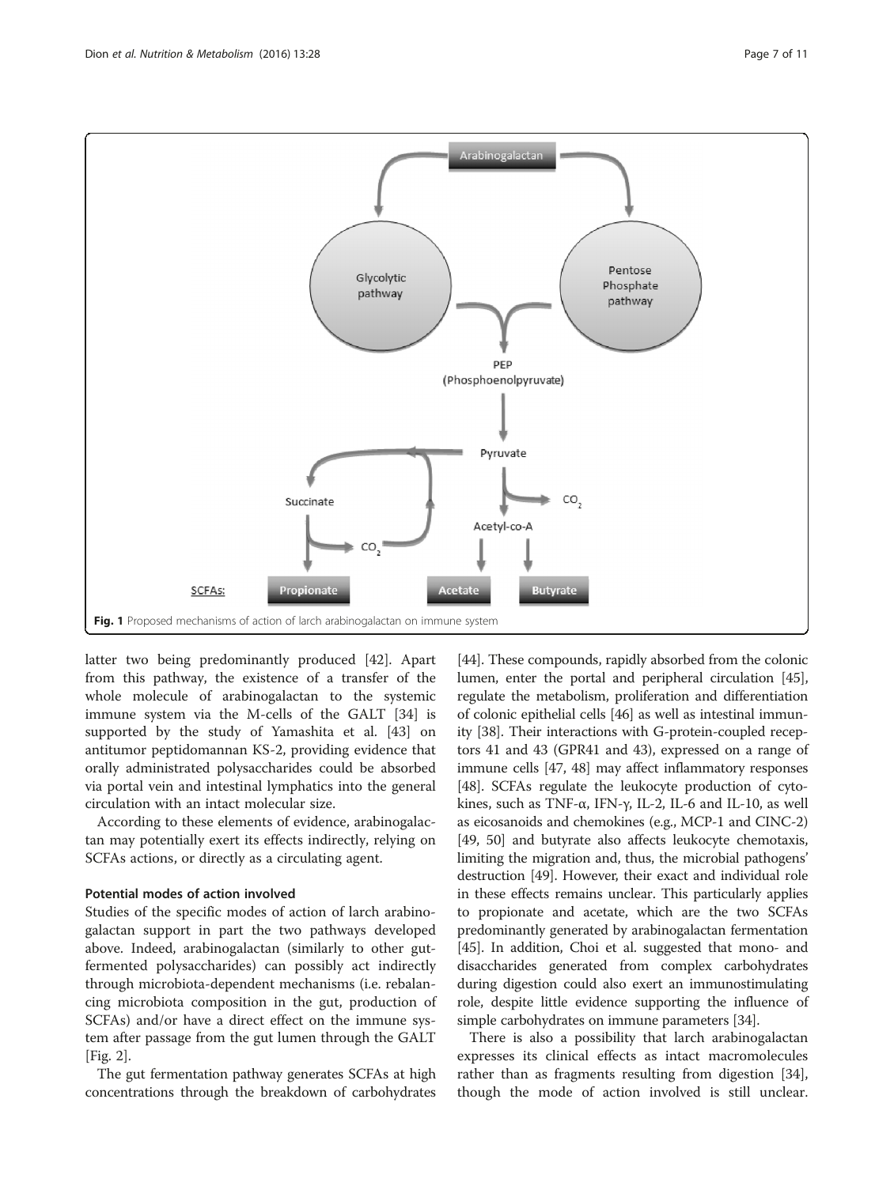Fig. 1 Proposed mechanisms of action of larch arabinogalactan on immune system

latter two being predominantly produced [42]. Apart from this pathway, the existence of a transfer of the whole molecule of arabinogalactan to the systemic immune system via the M-cells of the GALT [34] is supported by the study of Yamashita et al. [43] on antitumor peptidomannan KS-2, providing evidence that orally administrated polysaccharides could be absorbed via portal vein and intestinal lymphatics into the general circulation with an intact molecular size.

According to these elements of evidence, arabinogalactan may potentially exert its effects indirectly, relying on SCFAs actions, or directly as a circulating agent.

### Potential modes of action involved

Studies of the specific modes of action of larch arabinogalactan support in part the two pathways developed above. Indeed, arabinogalactan (similarly to other gut-fermented polysaccharides) can possibly act indirectly through microbiota-dependent mechanisms (i.e. rebalancing microbiota composition in the gut, production of SCFAs) and/or have a direct effect on the immune system after passage from the gut lumen through the GALT [Fig. 2].

The gut fermentation pathway generates SCFAs at high concentrations through the breakdown of carbohydrates [44]. These compounds, rapidly absorbed from the colonic lumen, enter the portal and peripheral circulation [45], regulate the metabolism, proliferation and differentiation of colonic epithelial cells [46] as well as intestinal immunity [38]. Their interactions with G-protein-coupled receptors 41 and 43 (GPR41 and 43), expressed on a range of immune cells [47, 48] may affect inflammatory responses [48]. SCFAs regulate the leukocyte production of cytokines, such as TNF-α, IFN-γ, IL-2, IL-6 and IL-10, as well as eicosanoids and chemokines (e.g., MCP-1 and CINC-2) [49, 50] and butyrate also affects leukocyte chemotaxis, limiting the migration and, thus, the microbial pathogens' destruction [49]. However, their exact and individual role in these effects remains unclear. This particularly applies to propionate and acetate, which are the two SCFAs predominantly generated by arabinogalactan fermentation [45]. In addition, Choi et al. suggested that mono- and disaccharides generated from complex carbohydrates during digestion could also exert an immunostimulating role, despite little evidence supporting the influence of simple carbohydrates on immune parameters [34].

There is also a possibility that larch arabinogalactan expresses its clinical effects as intact macromolecules rather than as fragments resulting from digestion [34], though the mode of action involved is still unclear.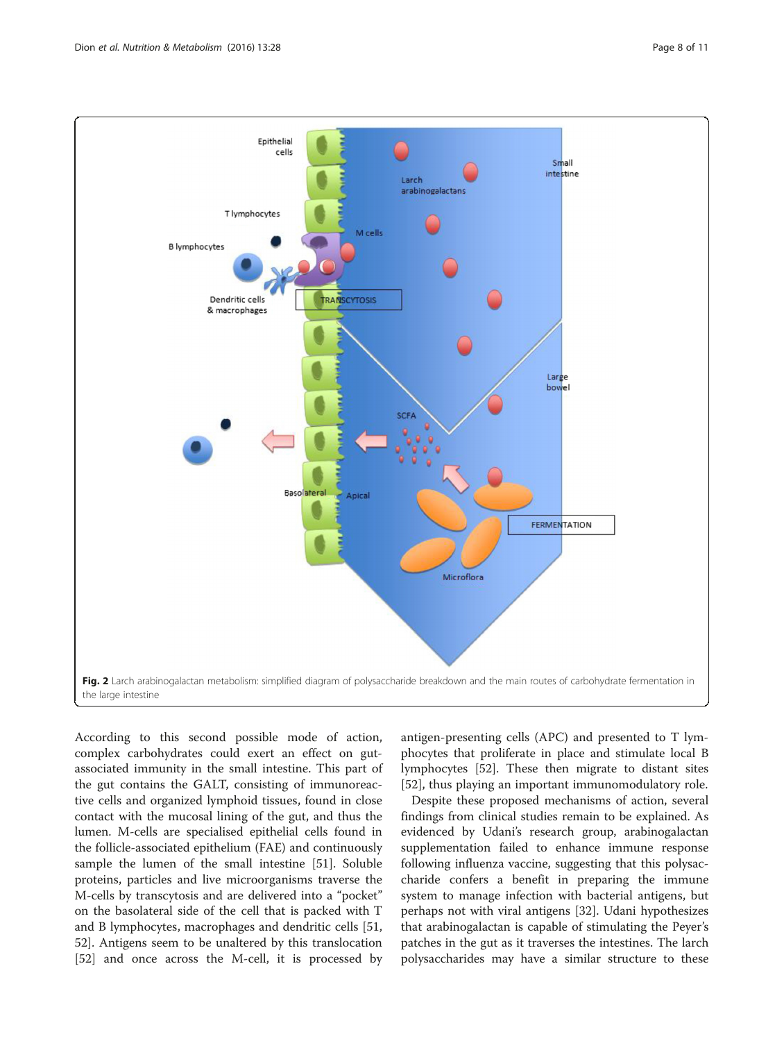Fig. 2 Larch arabinogalactan metabolism: simplified diagram of polysaccharide breakdown and the main routes of carbohydrate fermentation in the large intestine

According to this second possible mode of action, complex carbohydrates could exert an effect on gut-associated immunity in the small intestine. This part of the gut contains the GALT, consisting of immunoreactive cells and organized lymphoid tissues, found in close contact with the mucosal lining of the gut, and thus the lumen. M-cells are specialised epithelial cells found in the follicle-associated epithelium (FAE) and continuously sample the lumen of the small intestine [51]. Soluble proteins, particles and live microorganisms traverse the M-cells by transcytosis and are delivered into a "pocket" on the basolateral side of the cell that is packed with T and B lymphocytes, macrophages and dendritic cells [51, 52]. Antigens seem to be unaltered by this translocation [52] and once across the M-cell, it is processed by antigen-presenting cells (APC) and presented to T lymphocytes that proliferate in place and stimulate local B lymphocytes [52]. These then migrate to distant sites [52], thus playing an important immunomodulatory role.

Despite these proposed mechanisms of action, several findings from clinical studies remain to be explained. As evidenced by Udani's research group, arabinogalactan supplementation failed to enhance immune response following influenza vaccine, suggesting that this polysaccharide confers a benefit in preparing the immune system to manage infection with bacterial antigens, but perhaps not with viral antigens [32]. Udani hypothesizes that arabinogalactan is capable of stimulating the Peyer's patches in the gut as it traverses the intestines. The larch polysaccharides may have a similar structure to these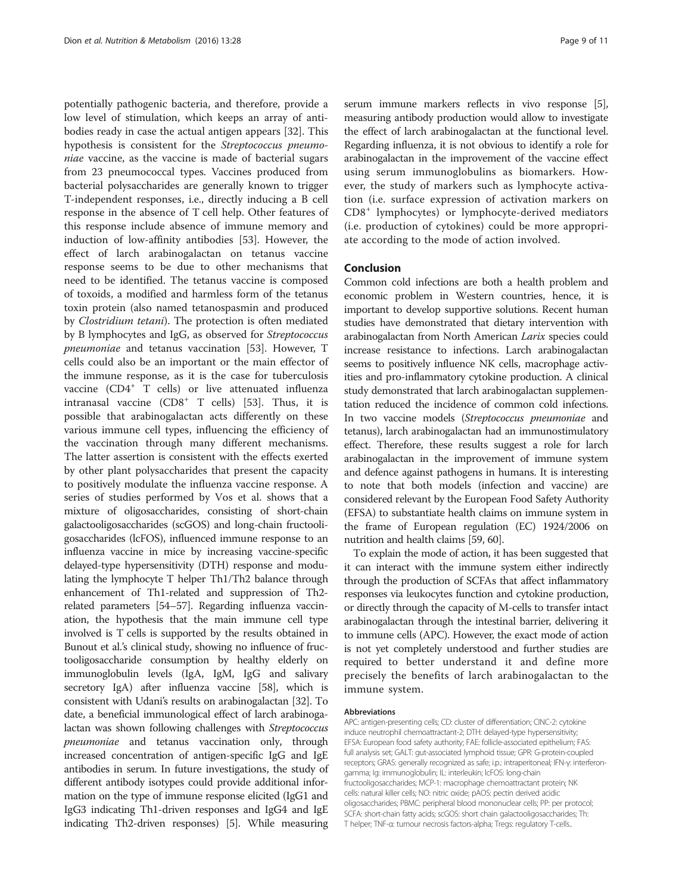potentially pathogenic bacteria, and therefore, provide a low level of stimulation, which keeps an array of antibodies ready in case the actual antigen appears [32]. This hypothesis is consistent for the *Streptococcus pneumoniae* vaccine, as the vaccine is made of bacterial sugars from 23 pneumococcal types. Vaccines produced from bacterial polysaccharides are generally known to trigger T-independent responses, i.e., directly inducing a B cell response in the absence of T cell help. Other features of this response include absence of immune memory and induction of low-affinity antibodies [53]. However, the effect of larch arabinogalactan on tetanus vaccine response seems to be due to other mechanisms that need to be identified. The tetanus vaccine is composed of toxoids, a modified and harmless form of the tetanus toxin protein (also named tetanospasmin and produced by *Clostridium tetani*). The protection is often mediated by B lymphocytes and IgG, as observed for *Streptococcus pneumoniae* and tetanus vaccination [53]. However, T cells could also be an important or the main effector of the immune response, as it is the case for tuberculosis vaccine ($CD4^+$ T cells) or live attenuated influenza intranasal vaccine ($CD8^+$ T cells) [53]. Thus, it is possible that arabinogalactan acts differently on these various immune cell types, influencing the efficiency of the vaccination through many different mechanisms. The latter assertion is consistent with the effects exerted by other plant polysaccharides that present the capacity to positively modulate the influenza vaccine response. A series of studies performed by Vos et al. shows that a mixture of oligosaccharides, consisting of short-chain galactooligosaccharides (scGOS) and long-chain fructooligosaccharides (lcFOS), influenced immune response to an influenza vaccine in mice by increasing vaccine-specific delayed-type hypersensitivity (DTH) response and modulating the lymphocyte T helper Th1/Th2 balance through enhancement of Th1-related and suppression of Th2-related parameters [54–57]. Regarding influenza vaccination, the hypothesis that the main immune cell type involved is T cells is supported by the results obtained in Bunout et al.'s clinical study, showing no influence of fructooligosaccharide consumption by healthy elderly on immunoglobulin levels (IgA, IgM, IgG and salivary secretory IgA) after influenza vaccine [58], which is consistent with Udani's results on arabinogalactan [32]. To date, a beneficial immunological effect of larch arabinogalactan was shown following challenges with *Streptococcus pneumoniae* and tetanus vaccination only, through increased concentration of antigen-specific IgG and IgE antibodies in serum. In future investigations, the study of different antibody isotypes could provide additional information on the type of immune response elicited (IgG1 and IgG3 indicating Th1-driven responses and IgG4 and IgE indicating Th2-driven responses) [5]. While measuring serum immune markers reflects in vivo response [5], measuring antibody production would allow to investigate the effect of larch arabinogalactan at the functional level. Regarding influenza, it is not obvious to identify a role for arabinogalactan in the improvement of the vaccine effect using serum immunoglobulins as biomarkers. However, the study of markers such as lymphocyte activation (i.e. surface expression of activation markers on $CD8^+$ lymphocytes) or lymphocyte-derived mediators (i.e. production of cytokines) could be more appropriate according to the mode of action involved.

## Conclusion

Common cold infections are both a health problem and economic problem in Western countries, hence, it is important to develop supportive solutions. Recent human studies have demonstrated that dietary intervention with arabinogalactan from North American *Larix* species could increase resistance to infections. Larch arabinogalactan seems to positively influence NK cells, macrophage activities and pro-inflammatory cytokine production. A clinical study demonstrated that larch arabinogalactan supplementation reduced the incidence of common cold infections. In two vaccine models (*Streptococcus pneumoniae* and tetanus), larch arabinogalactan had an immunostimulatory effect. Therefore, these results suggest a role for larch arabinogalactan in the improvement of immune system and defence against pathogens in humans. It is interesting to note that both models (infection and vaccine) are considered relevant by the European Food Safety Authority (EFSA) to substantiate health claims on immune system in the frame of European regulation (EC) 1924/2006 on nutrition and health claims [59, 60].

To explain the mode of action, it has been suggested that it can interact with the immune system either indirectly through the production of SCFAs that affect inflammatory responses via leukocytes function and cytokine production, or directly through the capacity of M-cells to transfer intact arabinogalactan through the intestinal barrier, delivering it to immune cells (APC). However, the exact mode of action is not yet completely understood and further studies are required to better understand it and define more precisely the benefits of larch arabinogalactan to the immune system.

#### Abbreviations

APC: antigen-presenting cells; CD: cluster of differentiation; CINC-2: cytokine induce neutrophil chemoattractant-2; DTH: delayed-type hypersensitivity; EFSA: European food safety authority; FAE: follicle-associated epithelium; FAS: full analysis set; GALT: gut-associated lymphoid tissue; GPR: G-protein-coupled receptors; GRAS: generally recognized as safe; i.p.: intraperitoneal; IFN-γ: interferon-gamma; Ig: immunoglobulin; IL: interleukin; lcFOS: long-chain fructooligosaccharides; MCP-1: macrophage chemoattractant protein; NK cells: natural killer cells; NO: nitric oxide; pAOS: pectin derived acidic oligosaccharides; PBMC: peripheral blood mononuclear cells; PP: per protocol; SCFA: short-chain fatty acids; scGOS: short chain galactooligosaccharides; Th: T helper; TNF-α: tumour necrosis factors-alpha; Tregs: regulatory T-cells..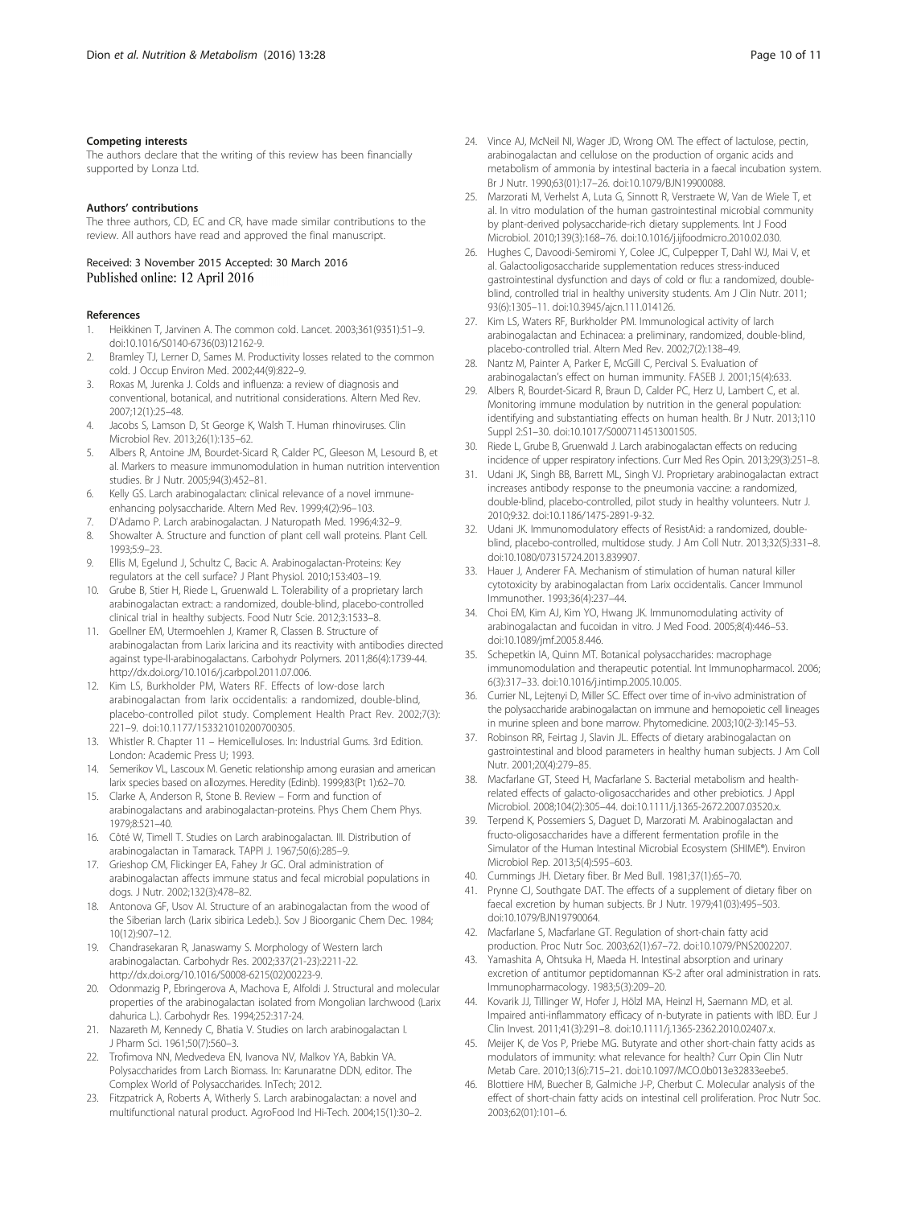#### Competing interests

The authors declare that the writing of this review has been financially supported by Lonza Ltd.

#### Authors' contributions

The three authors, CD, EC and CR, have made similar contributions to the review. All authors have read and approved the final manuscript.

Received: 3 November 2015 Accepted: 30 March 2016
Published online: 12 April 2016

#### References

1. Heikkinen T, Jarvinen A. The common cold. Lancet. 2003;361(9351):51–9. doi:10.1016/S0140-6736(03)12162-9.
2. Bramley TJ, Lerner D, Sames M. Productivity losses related to the common cold. J Occup Environ Med. 2002;44(9):822–9.
3. Roxas M, Jurenka J. Colds and influenza: a review of diagnosis and conventional, botanical, and nutritional considerations. Altern Med Rev. 2007;12(1):25–48.
4. Jacobs S, Lamson D, St George K, Walsh T. Human rhinoviruses. Clin Microbiol Rev. 2013;26(1):135–62.
5. Albers R, Antoine JM, Bourdet-Sicard R, Calder PC, Gleeson M, Lesourd B, et al. Markers to measure immunomodulation in human nutrition intervention studies. Br J Nutr. 2005;94(3):452–81.
6. Kelly GS. Larch arabinogalactan: clinical relevance of a novel immune-enhancing polysaccharide. Altern Med Rev. 1999;4(2):96–103.
7. D'Adamo P. Larch arabinogalactan. J Naturopath Med. 1996;4:32–9.
8. Showalter A. Structure and function of plant cell wall proteins. Plant Cell. 1993;5:9–23.
9. Ellis M, Egelund J, Schultz C, Bacic A. Arabinogalactan-Proteins: Key regulators at the cell surface? J Plant Physiol. 2010;153:403–19.
10. Grube B, Stier H, Riede L, Gruenwald L. Tolerability of a proprietary larch arabinogalactan extract: a randomized, double-blind, placebo-controlled clinical trial in healthy subjects. Food Nutr Scie. 2012;3:1533–8.
11. Goellner EM, Utermoehlen J, Kramer R, Classen B. Structure of arabinogalactan from Larix laricina and its reactivity with antibodies directed against type-II-arabinogalactans. Carbohydr Polymers. 2011;86(4):1739-44. http://dx.doi.org/10.1016/j.carbpol.2011.07.006.
12. Kim LS, Burkholder PM, Waters RF. Effects of low-dose larch arabinogalactan from larix occidentalis: a randomized, double-blind, placebo-controlled pilot study. Complement Health Pract Rev. 2002;7(3): 221–9. doi:10.1177/153321010200700305.
13. Whistler R. Chapter 11 – Hemicelluloses. In: Industrial Gums. 3rd Edition. London: Academic Press U; 1993.
14. Semerikov VL, Lascoux M. Genetic relationship among eurasian and american larix species based on allozymes. Heredity (Edinb). 1999;83(Pt 1):62–70.
15. Clarke A, Anderson R, Stone B. Review – Form and function of arabinogalactans and arabinogalactan-proteins. Phys Chem Chem Phys. 1979;8:521–40.
16. Côté W, Timell T. Studies on Larch arabinogalactan. III. Distribution of arabinogalactan in Tamarack. TAPPI J. 1967;50(6):285–9.
17. Grieshop CM, Flickinger EA, Fahey Jr GC. Oral administration of arabinogalactan affects immune status and fecal microbial populations in dogs. J Nutr. 2002;132(3):478–82.
18. Antonova GF, Usov AI. Structure of an arabinogalactan from the wood of the Siberian larch (Larix sibirica Ledeb.). Sov J Bioorganic Chem Dec. 1984; 10(12):907–12.
19. Chandrasekaran R, Janaswamy S. Morphology of Western larch arabinogalactan. Carbohydr Res. 2002;337(21-23):2211-22. http://dx.doi.org/10.1016/S0008-6215(02)00223-9.
20. Odonmazig P, Ebringerova A, Machova E, Alfoldi J. Structural and molecular properties of the arabinogalactan isolated from Mongolian larchwood (Larix dahurica L.). Carbohydr Res. 1994;252:317-24.
21. Nazareth M, Kennedy C, Bhatia V. Studies on larch arabinogalactan I. J Pharm Sci. 1961;50(7):560–3.
22. Trofimova NN, Medvedeva EN, Ivanova NV, Malkov YA, Babkin VA. Polysaccharides from Larch Biomass. In: Karunaratne DDN, editor. The Complex World of Polysaccharides. InTech; 2012.
23. Fitzpatrick A, Roberts A, Witherly S. Larch arabinogalactan: a novel and multifunctional natural product. AgroFood Ind Hi-Tech. 2004;15(1):30–2.
24. Vince AJ, McNeil NI, Wager JD, Wrong OM. The effect of lactulose, pectin, arabinogalactan and cellulose on the production of organic acids and metabolism of ammonia by intestinal bacteria in a faecal incubation system. Br J Nutr. 1990;63(01):17–26. doi:10.1079/BJN19900088.
25. Marzorati M, Verhelst A, Luta G, Sinnott R, Verstraete W, Van de Wiele T, et al. In vitro modulation of the human gastrointestinal microbial community by plant-derived polysaccharide-rich dietary supplements. Int J Food Microbiol. 2010;139(3):168–76. doi:10.1016/j.ijfoodmicro.2010.02.030.
26. Hughes C, Davoodi-Semiromi Y, Colee JC, Culpepper T, Dahl WJ, Mai V, et al. Galactooligosaccharide supplementation reduces stress-induced gastrointestinal dysfunction and days of cold or flu: a randomized, double-blind, controlled trial in healthy university students. Am J Clin Nutr. 2011; 93(6):1305–11. doi:10.3945/ajcn.111.014126.
27. Kim LS, Waters RF, Burkholder PM. Immunological activity of larch arabinogalactan and Echinacea: a preliminary, randomized, double-blind, placebo-controlled trial. Altern Med Rev. 2002;7(2):138–49.
28. Nantz M, Painter A, Parker E, McGill C, Percival S. Evaluation of arabinogalactan's effect on human immunity. FASEB J. 2001;15(4):633.
29. Albers R, Bourdet-Sicard R, Braun D, Calder PC, Herz U, Lambert C, et al. Monitoring immune modulation by nutrition in the general population: identifying and substantiating effects on human health. Br J Nutr. 2013;110 Suppl 2:S1–30. doi:10.1017/S0007114513001505.
30. Riede L, Grube B, Gruenwald J. Larch arabinogalactan effects on reducing incidence of upper respiratory infections. Curr Med Res Opin. 2013;29(3):251–8.
31. Udani JK, Singh BB, Barrett ML, Singh VJ. Proprietary arabinogalactan extract increases antibody response to the pneumonia vaccine: a randomized, double-blind, placebo-controlled, pilot study in healthy volunteers. Nutr J. 2010;9:32. doi:10.1186/1475-2891-9-32.
32. Udani JK. Immunomodulatory effects of ResistAid: a randomized, double-blind, placebo-controlled, multidose study. J Am Coll Nutr. 2013;32(5):331–8. doi:10.1080/07315724.2013.839907.
33. Hauer J, Anderer FA. Mechanism of stimulation of human natural killer cytotoxicity by arabinogalactan from Larix occidentalis. Cancer Immunol Immunother. 1993;36(4):237–44.
34. Choi EM, Kim AJ, Kim YO, Hwang JK. Immunomodulating activity of arabinogalactan and fucoidan in vitro. J Med Food. 2005;8(4):446–53. doi:10.1089/jmf.2005.8.446.
35. Schepetkin IA, Quinn MT. Botanical polysaccharides: macrophage immunomodulation and therapeutic potential. Int Immunopharmacol. 2006; 6(3):317–33. doi:10.1016/j.intimp.2005.10.005.
36. Currier NL, Lejtenyi D, Miller SC. Effect over time of in-vivo administration of the polysaccharide arabinogalactan on immune and hemopoietic cell lineages in murine spleen and bone marrow. Phytomedicine. 2003;10(2-3):145–53.
37. Robinson RR, Feirtag J, Slavin JL. Effects of dietary arabinogalactan on gastrointestinal and blood parameters in healthy human subjects. J Am Coll Nutr. 2001;20(4):279–85.
38. Macfarlane GT, Steed H, Macfarlane S. Bacterial metabolism and health-related effects of galacto-oligosaccharides and other prebiotics. J Appl Microbiol. 2008;104(2):305–44. doi:10.1111/j.1365-2672.2007.03520.x.
39. Terpend K, Possemiers S, Daguet D, Marzorati M. Arabinogalactan and fructo-oligosaccharides have a different fermentation profile in the Simulator of the Human Intestinal Microbial Ecosystem (SHIME®). Environ Microbiol Rep. 2013;5(4):595–603.
40. Cummings JH. Dietary fiber. Br Med Bull. 1981;37(1):65–70.
41. Prynne CJ, Southgate DAT. The effects of a supplement of dietary fiber on faecal excretion by human subjects. Br J Nutr. 1979;41(03):495–503. doi:10.1079/BJN19790064.
42. Macfarlane S, Macfarlane GT. Regulation of short-chain fatty acid production. Proc Nutr Soc. 2003;62(1):67–72. doi:10.1079/PNS2002207.
43. Yamashita A, Ohtsuka H, Maeda H. Intestinal absorption and urinary excretion of antitumor peptidomannan KS-2 after oral administration in rats. Immunopharmacology. 1983;5(3):209–20.
44. Kovarik JJ, Tillinger W, Hofer J, Hölzl MA, Heinzl H, Saemann MD, et al. Impaired anti-inflammatory efficacy of n-butyrate in patients with IBD. Eur J Clin Invest. 2011;41(3):291–8. doi:10.1111/j.1365-2362.2010.02407.x.
45. Meijer K, de Vos P, Priebe MG. Butyrate and other short-chain fatty acids as modulators of immunity: what relevance for health? Curr Opin Clin Nutr Metab Care. 2010;13(6):715–21. doi:10.1097/MCO.0b013e32833eebe5.
46. Blottiere HM, Buecher B, Galmiche J-P, Cherbut C. Molecular analysis of the effect of short-chain fatty acids on intestinal cell proliferation. Proc Nutr Soc. 2003;62(01):101–6.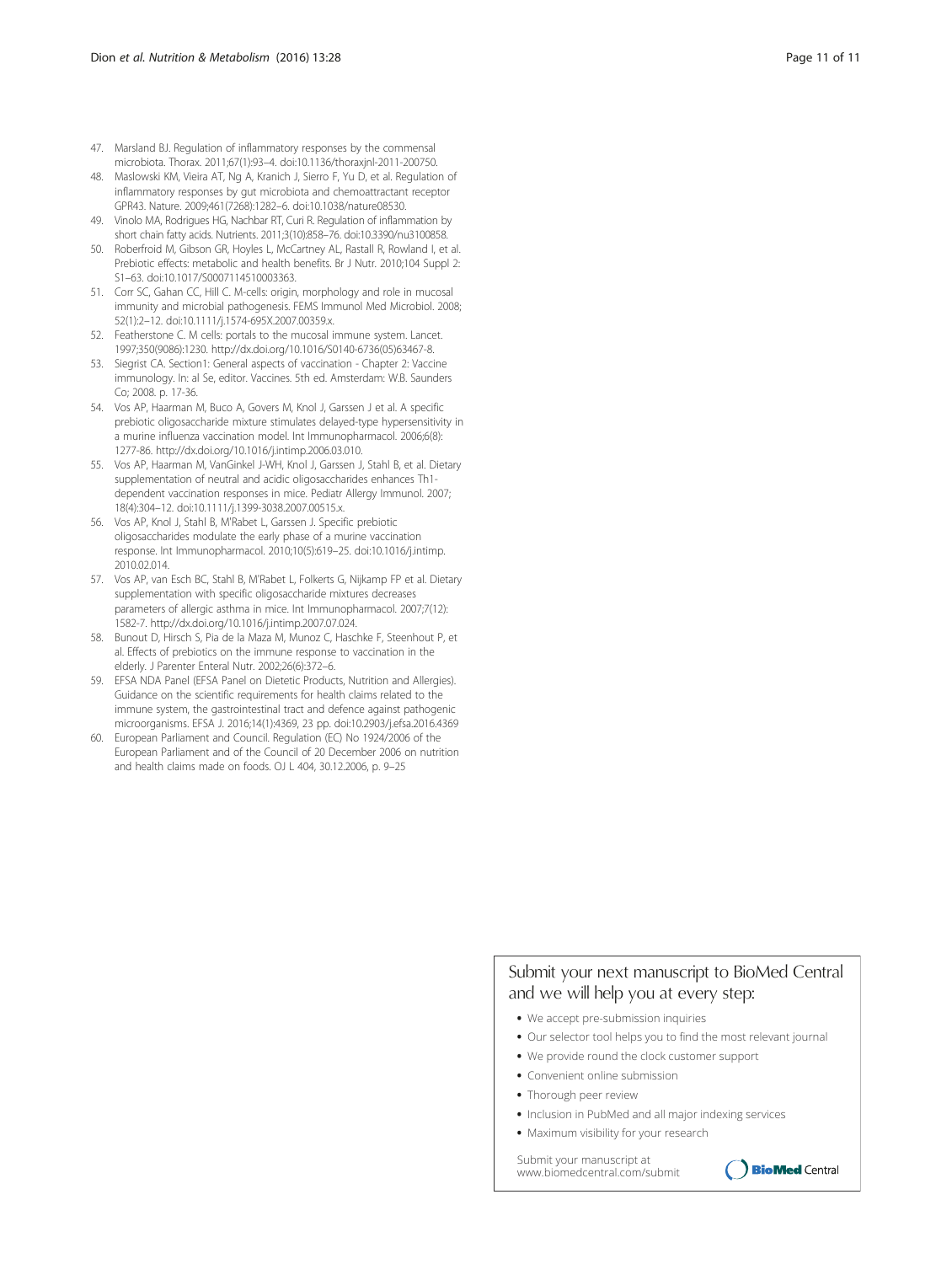47. Marsland BJ. Regulation of inflammatory responses by the commensal microbiota. Thorax. 2011;67(1):93–4. doi:10.1136/thoraxjnl-2011-200750.
48. Maslowski KM, Vieira AT, Ng A, Kranich J, Sierro F, Yu D, et al. Regulation of inflammatory responses by gut microbiota and chemoattractant receptor GPR43. Nature. 2009;461(7268):1282–6. doi:10.1038/nature08530.
49. Vinolo MA, Rodrigues HG, Nachbar RT, Curi R. Regulation of inflammation by short chain fatty acids. Nutrients. 2011;3(10):858–76. doi:10.3390/nu3100858.
50. Roberfroid M, Gibson GR, Hoyles L, McCartney AL, Rastall R, Rowland I, et al. Prebiotic effects: metabolic and health benefits. Br J Nutr. 2010;104 Suppl 2: S1–63. doi:10.1017/S0007114510003363.
51. Corr SC, Gahan CC, Hill C. M-cells: origin, morphology and role in mucosal immunity and microbial pathogenesis. FEMS Immunol Med Microbiol. 2008; 52(1):2–12. doi:10.1111/j.1574-695X.2007.00359.x.
52. Featherstone C. M cells: portals to the mucosal immune system. Lancet. 1997;350(9086):1230. http://dx.doi.org/10.1016/S0140-6736(05)63467-8.
53. Siegrist CA. Section1: General aspects of vaccination - Chapter 2: Vaccine immunology. In: al Se, editor. Vaccines. 5th ed. Amsterdam: W.B. Saunders Co; 2008. p. 17-36.
54. Vos AP, Haarman M, Buco A, Govers M, Knol J, Garssen J et al. A specific prebiotic oligosaccharide mixture stimulates delayed-type hypersensitivity in a murine influenza vaccination model. Int Immunopharmacol. 2006;6(8): 1277-86. http://dx.doi.org/10.1016/j.intimp.2006.03.010.
55. Vos AP, Haarman M, VanGinkel J-WH, Knol J, Garssen J, Stahl B, et al. Dietary supplementation of neutral and acidic oligosaccharides enhances Th1-dependent vaccination responses in mice. Pediatr Allergy Immunol. 2007; 18(4):304–12. doi:10.1111/j.1399-3038.2007.00515.x.
56. Vos AP, Knol J, Stahl B, M'Rabet L, Garssen J. Specific prebiotic oligosaccharides modulate the early phase of a murine vaccination response. Int Immunopharmacol. 2010;10(5):619–25. doi:10.1016/j.intimp. 2010.02.014.
57. Vos AP, van Esch BC, Stahl B, M'Rabet L, Folkerts G, Nijkamp FP et al. Dietary supplementation with specific oligosaccharide mixtures decreases parameters of allergic asthma in mice. Int Immunopharmacol. 2007;7(12): 1582-7. http://dx.doi.org/10.1016/j.intimp.2007.07.024.
58. Bunout D, Hirsch S, Pia de la Maza M, Munoz C, Haschke F, Steenhout P, et al. Effects of prebiotics on the immune response to vaccination in the elderly. J Parenter Enteral Nutr. 2002;26(6):372–6.
59. EFSA NDA Panel (EFSA Panel on Dietetic Products, Nutrition and Allergies). Guidance on the scientific requirements for health claims related to the immune system, the gastrointestinal tract and defence against pathogenic microorganisms. EFSA J. 2016;14(1):4369, 23 pp. doi:10.2903/j.efsa.2016.4369
60. European Parliament and Council. Regulation (EC) No 1924/2006 of the European Parliament and of the Council of 20 December 2006 on nutrition and health claims made on foods. OJ L 404, 30.12.2006, p. 9–25

Submit your next manuscript to BioMed Central and we will help you at every step:

- We accept pre-submission inquiries
- Our selector tool helps you to find the most relevant journal
- We provide round the clock customer support
- Convenient online submission
- Thorough peer review
- Inclusion in PubMed and all major indexing services
- Maximum visibility for your research

Submit your manuscript at www.biomedcentral.com/submit

BioMed Central